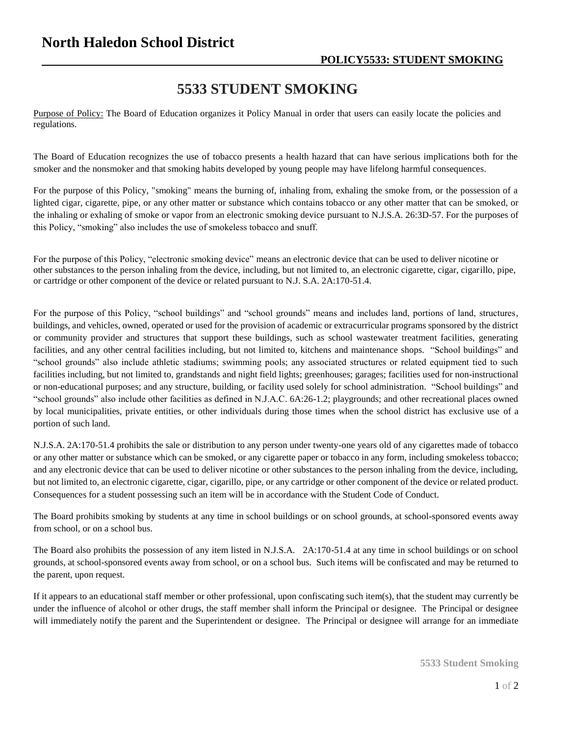# North Haledon School District

**POLICY5533: STUDENT SMOKING**

## 5533 STUDENT SMOKING

Purpose of Policy: The Board of Education organizes it Policy Manual in order that users can easily locate the policies and regulations.

The Board of Education recognizes the use of tobacco presents a health hazard that can have serious implications both for the smoker and the nonsmoker and that smoking habits developed by young people may have lifelong harmful consequences.

For the purpose of this Policy, "smoking" means the burning of, inhaling from, exhaling the smoke from, or the possession of a lighted cigar, cigarette, pipe, or any other matter or substance which contains tobacco or any other matter that can be smoked, or the inhaling or exhaling of smoke or vapor from an electronic smoking device pursuant to N.J.S.A. 26:3D-57. For the purposes of this Policy, "smoking" also includes the use of smokeless tobacco and snuff.

For the purpose of this Policy, "electronic smoking device" means an electronic device that can be used to deliver nicotine or other substances to the person inhaling from the device, including, but not limited to, an electronic cigarette, cigar, cigarillo, pipe, or cartridge or other component of the device or related pursuant to N.J. S.A. 2A:170-51.4.

For the purpose of this Policy, "school buildings" and "school grounds" means and includes land, portions of land, structures, buildings, and vehicles, owned, operated or used for the provision of academic or extracurricular programs sponsored by the district or community provider and structures that support these buildings, such as school wastewater treatment facilities, generating facilities, and any other central facilities including, but not limited to, kitchens and maintenance shops. "School buildings" and "school grounds" also include athletic stadiums; swimming pools; any associated structures or related equipment tied to such facilities including, but not limited to, grandstands and night field lights; greenhouses; garages; facilities used for non-instructional or non-educational purposes; and any structure, building, or facility used solely for school administration. "School buildings" and "school grounds" also include other facilities as defined in N.J.A.C. 6A:26-1.2; playgrounds; and other recreational places owned by local municipalities, private entities, or other individuals during those times when the school district has exclusive use of a portion of such land.

N.J.S.A. 2A:170-51.4 prohibits the sale or distribution to any person under twenty-one years old of any cigarettes made of tobacco or any other matter or substance which can be smoked, or any cigarette paper or tobacco in any form, including smokeless tobacco; and any electronic device that can be used to deliver nicotine or other substances to the person inhaling from the device, including, but not limited to, an electronic cigarette, cigar, cigarillo, pipe, or any cartridge or other component of the device or related product. Consequences for a student possessing such an item will be in accordance with the Student Code of Conduct.

The Board prohibits smoking by students at any time in school buildings or on school grounds, at school-sponsored events away from school, or on a school bus.

The Board also prohibits the possession of any item listed in N.J.S.A. 2A:170-51.4 at any time in school buildings or on school grounds, at school-sponsored events away from school, or on a school bus. Such items will be confiscated and may be returned to the parent, upon request.

If it appears to an educational staff member or other professional, upon confiscating such item(s), that the student may currently be under the influence of alcohol or other drugs, the staff member shall inform the Principal or designee. The Principal or designee will immediately notify the parent and the Superintendent or designee. The Principal or designee will arrange for an immediate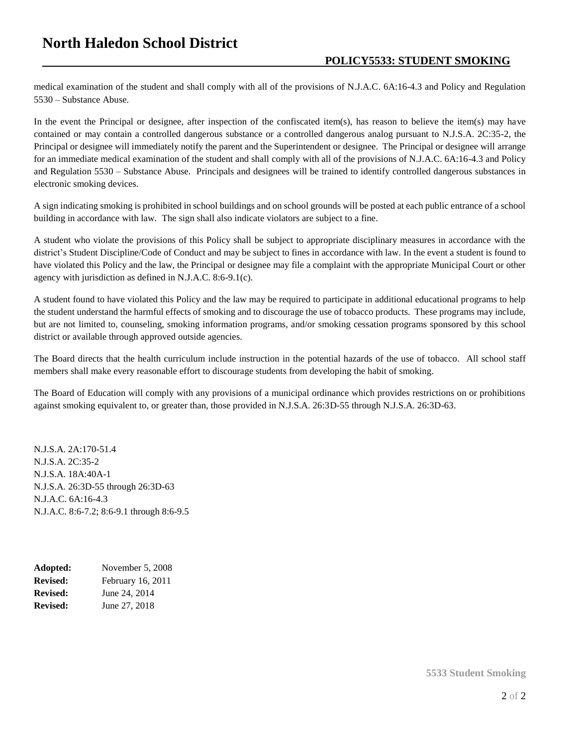medical examination of the student and shall comply with all of the provisions of N.J.A.C. 6A:16-4.3 and Policy and Regulation 5530 – Substance Abuse.

In the event the Principal or designee, after inspection of the confiscated item(s), has reason to believe the item(s) may have contained or may contain a controlled dangerous substance or a controlled dangerous analog pursuant to N.J.S.A. 2C:35-2, the Principal or designee will immediately notify the parent and the Superintendent or designee. The Principal or designee will arrange for an immediate medical examination of the student and shall comply with all of the provisions of N.J.A.C. 6A:16-4.3 and Policy and Regulation 5530 – Substance Abuse. Principals and designees will be trained to identify controlled dangerous substances in electronic smoking devices.

A sign indicating smoking is prohibited in school buildings and on school grounds will be posted at each public entrance of a school building in accordance with law. The sign shall also indicate violators are subject to a fine.

A student who violate the provisions of this Policy shall be subject to appropriate disciplinary measures in accordance with the district's Student Discipline/Code of Conduct and may be subject to fines in accordance with law. In the event a student is found to have violated this Policy and the law, the Principal or designee may file a complaint with the appropriate Municipal Court or other agency with jurisdiction as defined in N.J.A.C. 8:6-9.1(c).

A student found to have violated this Policy and the law may be required to participate in additional educational programs to help the student understand the harmful effects of smoking and to discourage the use of tobacco products. These programs may include, but are not limited to, counseling, smoking information programs, and/or smoking cessation programs sponsored by this school district or available through approved outside agencies.

The Board directs that the health curriculum include instruction in the potential hazards of the use of tobacco. All school staff members shall make every reasonable effort to discourage students from developing the habit of smoking.

The Board of Education will comply with any provisions of a municipal ordinance which provides restrictions on or prohibitions against smoking equivalent to, or greater than, those provided in N.J.S.A. 26:3D-55 through N.J.S.A. 26:3D-63.

N.J.S.A. 2A:170-51.4
N.J.S.A. 2C:35-2
N.J.S.A. 18A:40A-1
N.J.S.A. 26:3D-55 through 26:3D-63
N.J.A.C. 6A:16-4.3
N.J.A.C. 8:6-7.2; 8:6-9.1 through 8:6-9.5

| | |
|---|---|
| **Adopted:** | November 5, 2008 |
| **Revised:** | February 16, 2011 |
| **Revised:** | June 24, 2014 |
| **Revised:** | June 27, 2018 |